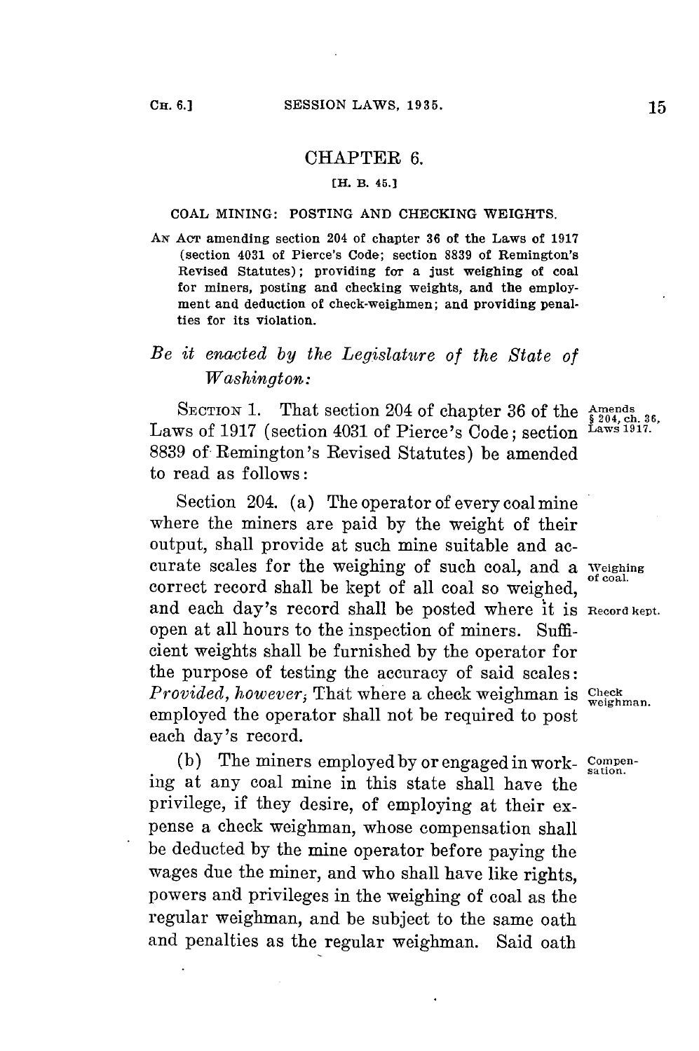# CHAPTER 6.

[H. B. 45.]

## COAL MINING: POSTING AND CHECKING WEIGHTS.

AN ACT amending section 204 of chapter 36 of the Laws of 1917 (section 4031 of Pierce's Code; section 8839 of Remington's Revised Statutes); providing for a just weighing of coal for miners, posting and checking weights, and the employment and deduction of check-weighmen; and providing penalties for its violation.

*Be it enacted by the Legislature of the State of Washington:*

SECTION 1. That section 204 of chapter 36 of the Laws of 1917 (section 4031 of Pierce's Code; section 8839 of Remington's Revised Statutes) be amended to read as follows:

Amends § 204, ch. 36, Laws 1917.

Section 204. (a) The operator of every coal mine where the miners are paid by the weight of their output, shall provide at such mine suitable and accurate scales for the weighing of such coal, and a correct record shall be kept of all coal so weighed, and each day's record shall be posted where it is open at all hours to the inspection of miners. Sufficient weights shall be furnished by the operator for the purpose of testing the accuracy of said scales: *Provided, however*, That where a check weighman is employed the operator shall not be required to post each day's record.

Weighing of coal.

Record kept.

Check weighman.

(b) The miners employed by or engaged in working at any coal mine in this state shall have the privilege, if they desire, of employing at their expense a check weighman, whose compensation shall be deducted by the mine operator before paying the wages due the miner, and who shall have like rights, powers and privileges in the weighing of coal as the regular weighman, and be subject to the same oath and penalties as the regular weighman. Said oath

Compensation.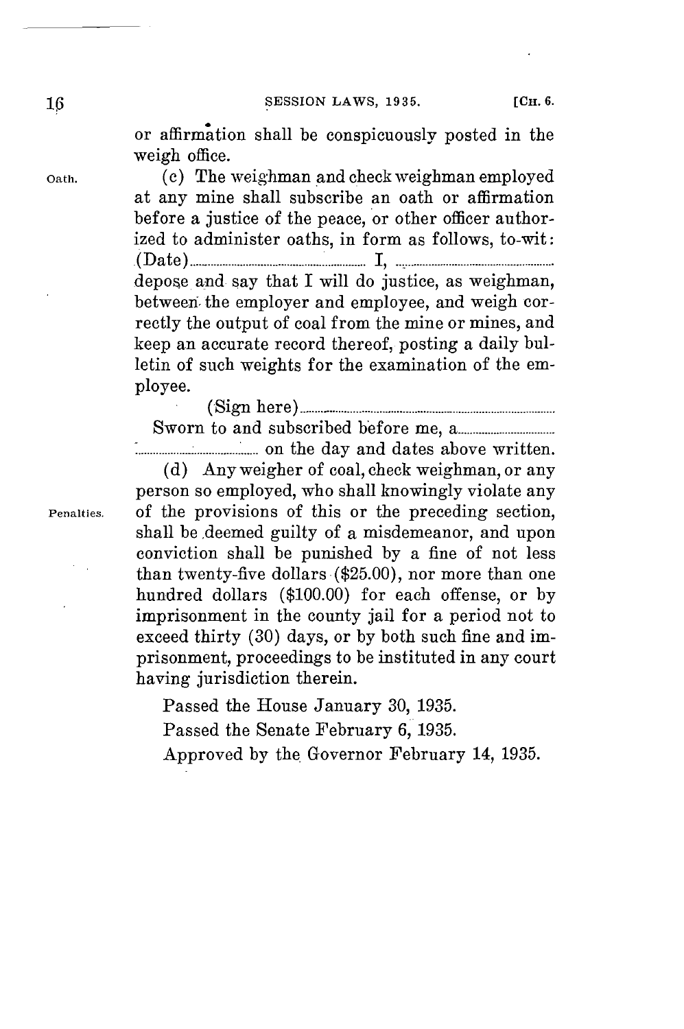or affirmation shall be conspicuously posted in the weigh office.

Oath. (c) The weighman and check weighman employed at any mine shall subscribe an oath or affirmation before a justice of the peace, or other officer authorized to administer oaths, in form as follows, to-wit:

(Date).............................................. I, ..............................................
depose and say that I will do justice, as weighman, between the employer and employee, and weigh correctly the output of coal from the mine or mines, and keep an accurate record thereof, posting a daily bulletin of such weights for the examination of the employee.

(Sign here)..............................................

Sworn to and subscribed before me, a..............................
.............................. on the day and dates above written.

Penalties. (d) Any weigher of coal, check weighman, or any person so employed, who shall knowingly violate any of the provisions of this or the preceding section, shall be deemed guilty of a misdemeanor, and upon conviction shall be punished by a fine of not less than twenty-five dollars ($25.00), nor more than one hundred dollars ($100.00) for each offense, or by imprisonment in the county jail for a period not to exceed thirty (30) days, or by both such fine and imprisonment, proceedings to be instituted in any court having jurisdiction therein.

Passed the House January 30, 1935.

Passed the Senate February 6, 1935.

Approved by the Governor February 14, 1935.